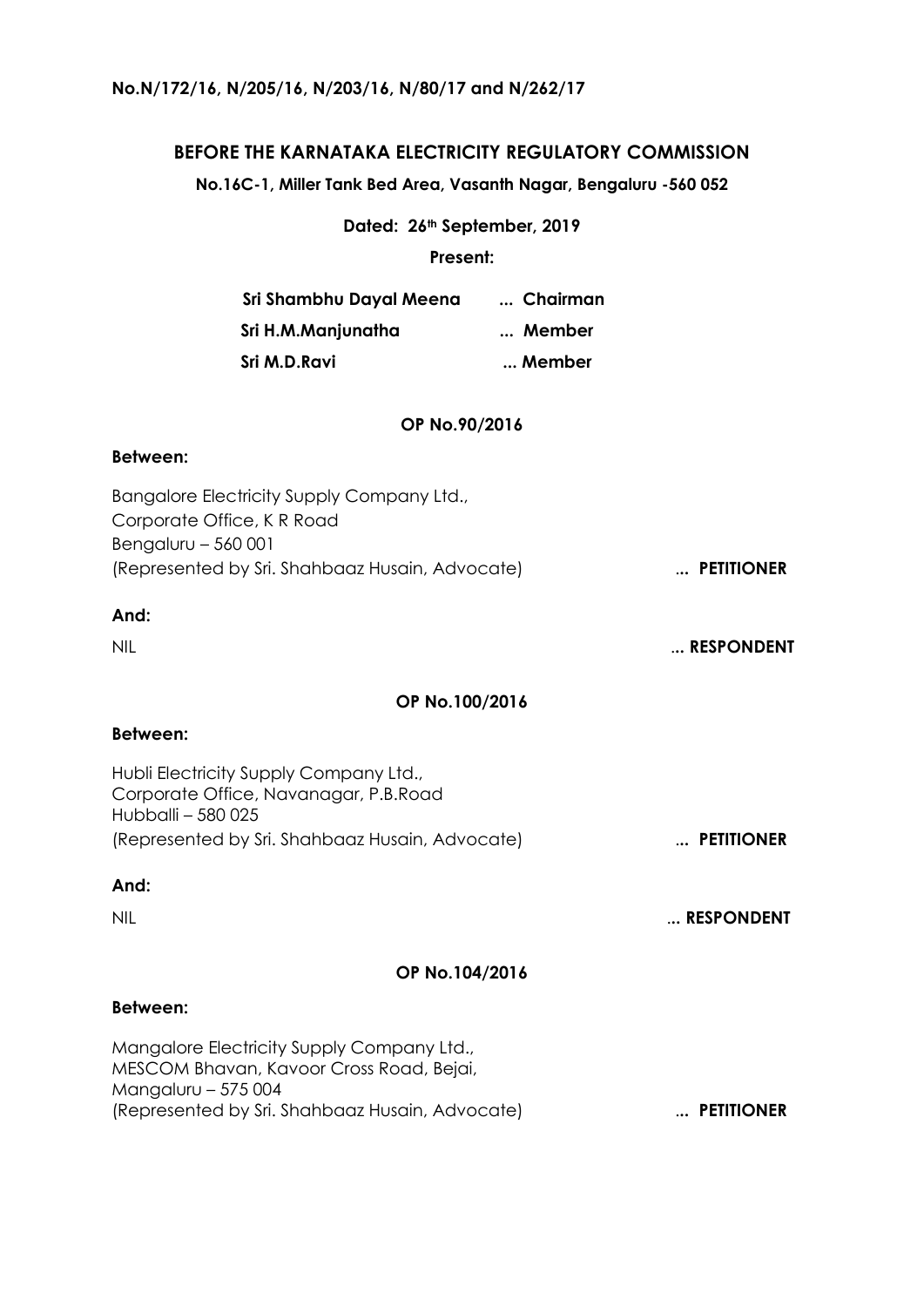**No.N/172/16, N/205/16, N/203/16, N/80/17 and N/262/17**

## BEFORE THE KARNATAKA ELECTRICITY REGULATORY COMMISSION

**No.16C-1, Miller Tank Bed Area, Vasanth Nagar, Bengaluru -560 052**

**Dated: 26th September, 2019**

**Present:**

| | |
|---|---|
| **Sri Shambhu Dayal Meena** | **... Chairman** |
| **Sri H.M.Manjunatha** | **... Member** |
| **Sri M.D.Ravi** | **... Member** |

### OP No.90/2016

**Between:**

Bangalore Electricity Supply Company Ltd.,
Corporate Office, K R Road
Bengaluru – 560 001
(Represented by Sri. Shahbaaz Husain, Advocate) **... PETITIONER**

**And:**

NIL **... RESPONDENT**

### OP No.100/2016

**Between:**

Hubli Electricity Supply Company Ltd.,
Corporate Office, Navanagar, P.B.Road
Hubballi – 580 025
(Represented by Sri. Shahbaaz Husain, Advocate) **... PETITIONER**

**And:**

NIL **... RESPONDENT**

### OP No.104/2016

**Between:**

Mangalore Electricity Supply Company Ltd.,
MESCOM Bhavan, Kavoor Cross Road, Bejai,
Mangaluru – 575 004
(Represented by Sri. Shahbaaz Husain, Advocate) **... PETITIONER**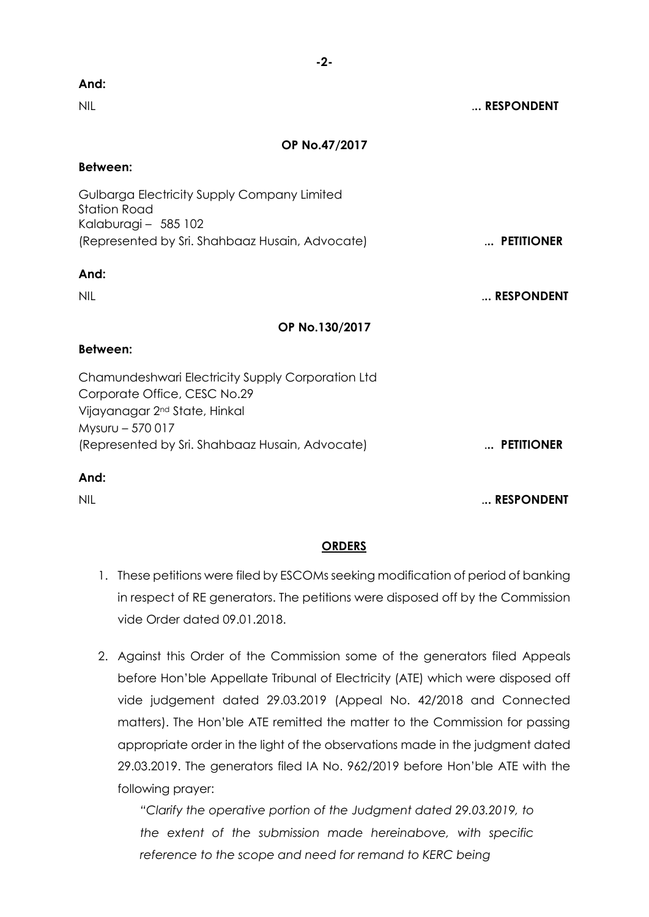**And:**

NIL ... **RESPONDENT**

**OP No.47/2017**

**Between:**

Gulbarga Electricity Supply Company Limited
Station Road
Kalaburagi – 585 102
(Represented by Sri. Shahbaaz Husain, Advocate) ... **PETITIONER**

**And:**

NIL ... **RESPONDENT**

**OP No.130/2017**

**Between:**

Chamundeshwari Electricity Supply Corporation Ltd
Corporate Office, CESC No.29
Vijayanagar 2nd State, Hinkal
Mysuru – 570 017
(Represented by Sri. Shahbaaz Husain, Advocate) ... **PETITIONER**

**And:**

NIL ... **RESPONDENT**

**ORDERS**

1. These petitions were filed by ESCOMs seeking modification of period of banking in respect of RE generators. The petitions were disposed off by the Commission vide Order dated 09.01.2018.

2. Against this Order of the Commission some of the generators filed Appeals before Hon'ble Appellate Tribunal of Electricity (ATE) which were disposed off vide judgement dated 29.03.2019 (Appeal No. 42/2018 and Connected matters). The Hon'ble ATE remitted the matter to the Commission for passing appropriate order in the light of the observations made in the judgment dated 29.03.2019. The generators filed IA No. 962/2019 before Hon'ble ATE with the following prayer:

   *"Clarify the operative portion of the Judgment dated 29.03.2019, to the extent of the submission made hereinabove, with specific reference to the scope and need for remand to KERC being*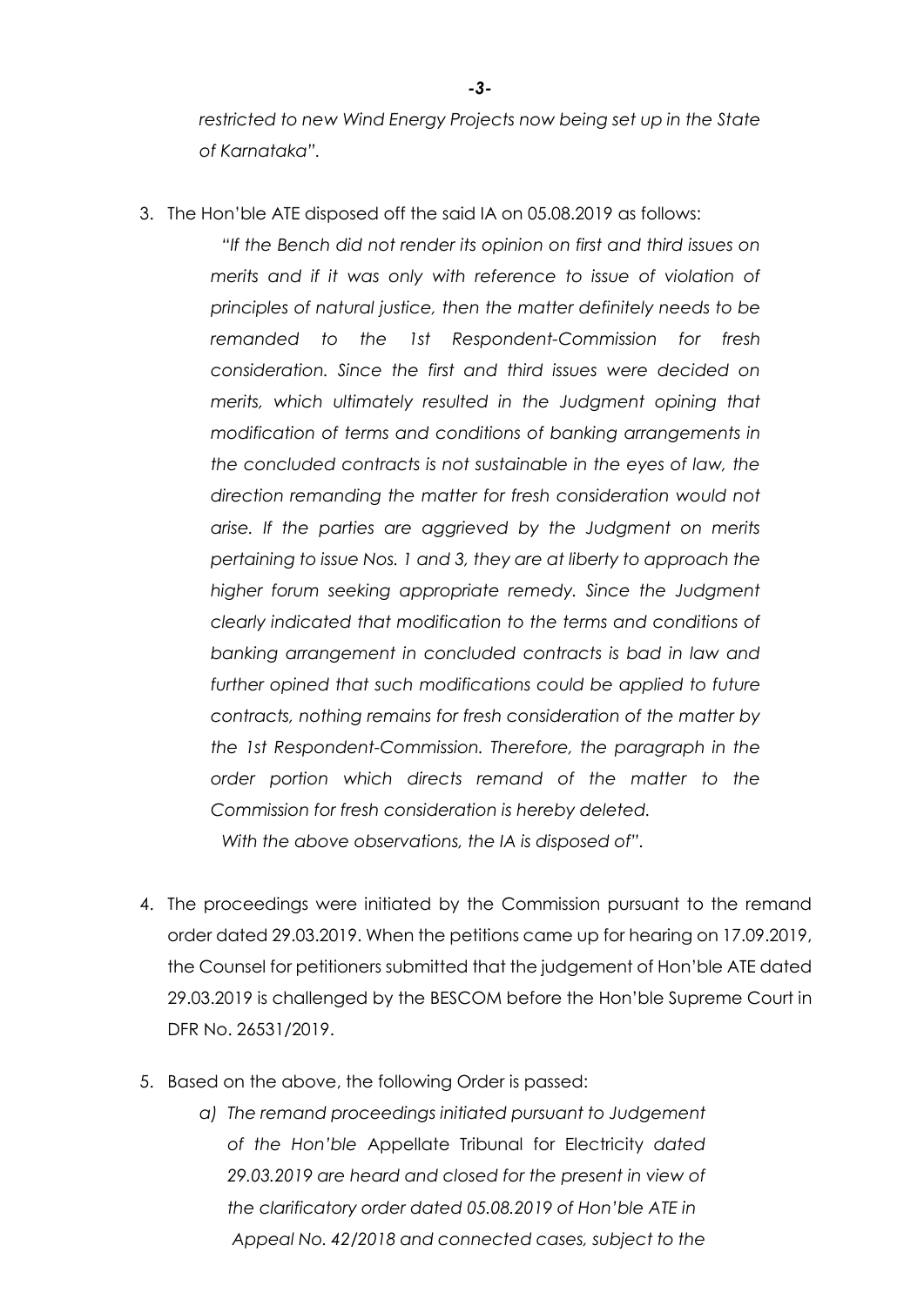*restricted to new Wind Energy Projects now being set up in the State of Karnataka".*

3. The Hon'ble ATE disposed off the said IA on 05.08.2019 as follows:

   *"If the Bench did not render its opinion on first and third issues on merits and if it was only with reference to issue of violation of principles of natural justice, then the matter definitely needs to be remanded to the 1st Respondent-Commission for fresh consideration. Since the first and third issues were decided on merits, which ultimately resulted in the Judgment opining that modification of terms and conditions of banking arrangements in the concluded contracts is not sustainable in the eyes of law, the direction remanding the matter for fresh consideration would not arise. If the parties are aggrieved by the Judgment on merits pertaining to issue Nos. 1 and 3, they are at liberty to approach the higher forum seeking appropriate remedy. Since the Judgment clearly indicated that modification to the terms and conditions of banking arrangement in concluded contracts is bad in law and further opined that such modifications could be applied to future contracts, nothing remains for fresh consideration of the matter by the 1st Respondent-Commission. Therefore, the paragraph in the order portion which directs remand of the matter to the Commission for fresh consideration is hereby deleted.*

   *With the above observations, the IA is disposed of".*

4. The proceedings were initiated by the Commission pursuant to the remand order dated 29.03.2019. When the petitions came up for hearing on 17.09.2019, the Counsel for petitioners submitted that the judgement of Hon'ble ATE dated 29.03.2019 is challenged by the BESCOM before the Hon'ble Supreme Court in DFR No. 26531/2019.

5. Based on the above, the following Order is passed:

   a) *The remand proceedings initiated pursuant to Judgement of the Hon'ble* Appellate Tribunal for Electricity *dated 29.03.2019 are heard and closed for the present in view of the clarificatory order dated 05.08.2019 of Hon'ble ATE in Appeal No. 42/2018 and connected cases, subject to the*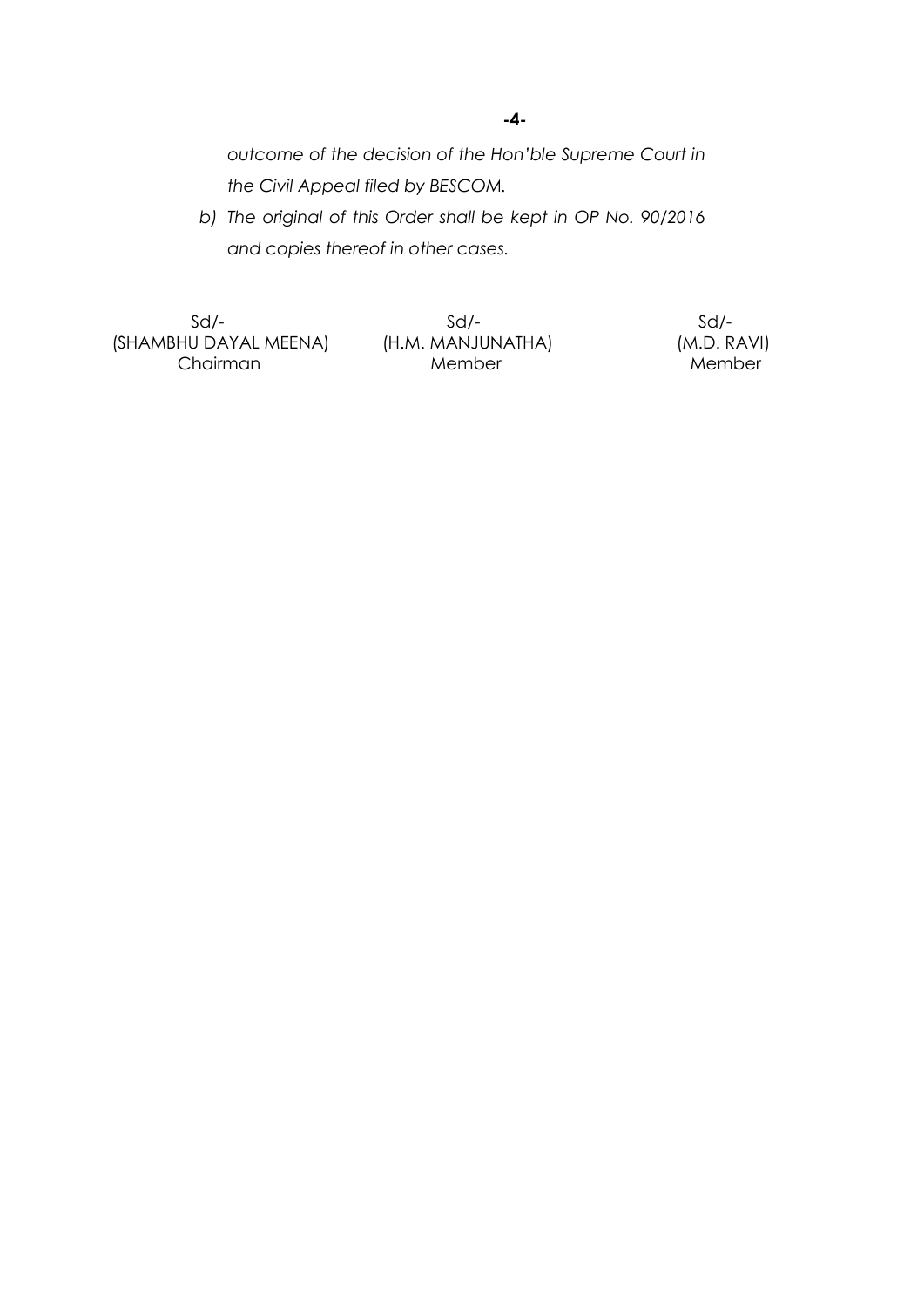*outcome of the decision of the Hon'ble Supreme Court in the Civil Appeal filed by BESCOM.*

b) *The original of this Order shall be kept in OP No. 90/2016 and copies thereof in other cases.*

| | | |
|---|---|---|
| Sd/- | Sd/- | Sd/- |
| (SHAMBHU DAYAL MEENA) | (H.M. MANJUNATHA) | (M.D. RAVI) |
| Chairman | Member | Member |